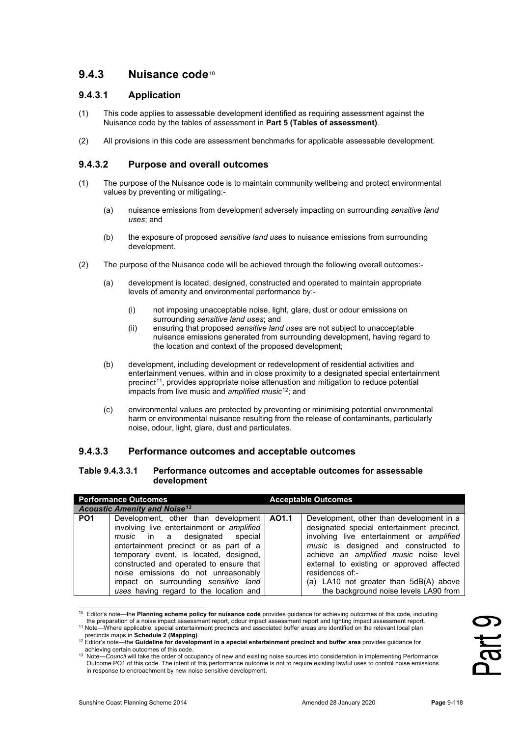## 9.4.3 Nuisance code[10]

### 9.4.3.1 Application

(1) This code applies to assessable development identified as requiring assessment against the Nuisance code by the tables of assessment in **Part 5 (Tables of assessment)**.

(2) All provisions in this code are assessment benchmarks for applicable assessable development.

### 9.4.3.2 Purpose and overall outcomes

(1) The purpose of the Nuisance code is to maintain community wellbeing and protect environmental values by preventing or mitigating:-

(a) nuisance emissions from development adversely impacting on surrounding *sensitive land uses*; and

(b) the exposure of proposed *sensitive land uses* to nuisance emissions from surrounding development.

(2) The purpose of the Nuisance code will be achieved through the following overall outcomes:-

(a) development is located, designed, constructed and operated to maintain appropriate levels of amenity and environmental performance by:-

(i) not imposing unacceptable noise, light, glare, dust or odour emissions on surrounding *sensitive land uses*; and

(ii) ensuring that proposed *sensitive land uses* are not subject to unacceptable nuisance emissions generated from surrounding development, having regard to the location and context of the proposed development;

(b) development, including development or redevelopment of residential activities and entertainment venues, within and in close proximity to a designated special entertainment precinct[11], provides appropriate noise attenuation and mitigation to reduce potential impacts from live music and *amplified music*[12]; and

(c) environmental values are protected by preventing or minimising potential environmental harm or environmental nuisance resulting from the release of contaminants, particularly noise, odour, light, glare, dust and particulates.

### 9.4.3.3 Performance outcomes and acceptable outcomes

**Table 9.4.3.3.1 Performance outcomes and acceptable outcomes for assessable development**

| Performance Outcomes | | Acceptable Outcomes | |
|---|---|---|---|
| ***Acoustic Amenity and Noise***[13] | | | |
| **PO1** | Development, other than development involving live entertainment or *amplified music* in a designated special entertainment precinct or as part of a temporary event, is located, designed, constructed and operated to ensure that noise emissions do not unreasonably impact on surrounding *sensitive land uses* having regard to the location and | **AO1.1** | Development, other than development in a designated special entertainment precinct, involving live entertainment or *amplified music* is designed and constructed to achieve an *amplified music* noise level external to existing or approved affected residences of:-<br>(a) LA10 not greater than 5dB(A) above the background noise levels LA90 from |

[10] Editor's note—the **Planning scheme policy for nuisance code** provides guidance for achieving outcomes of this code, including the preparation of a noise impact assessment report, odour impact assessment report and lighting impact assessment report.

[11] Note—Where applicable, special entertainment precincts and associated buffer areas are identified on the relevant local plan precincts maps in **Schedule 2 (Mapping)**.

[12] Editor's note—the **Guideline for development in a special entertainment precinct and buffer area** provides guidance for achieving certain outcomes of this code.

[13] Note—*Council* will take the order of occupancy of new and existing noise sources into consideration in implementing Performance Outcome PO1 of this code. The intent of this performance outcome is not to require existing lawful uses to control noise emissions in response to encroachment by new noise sensitive development.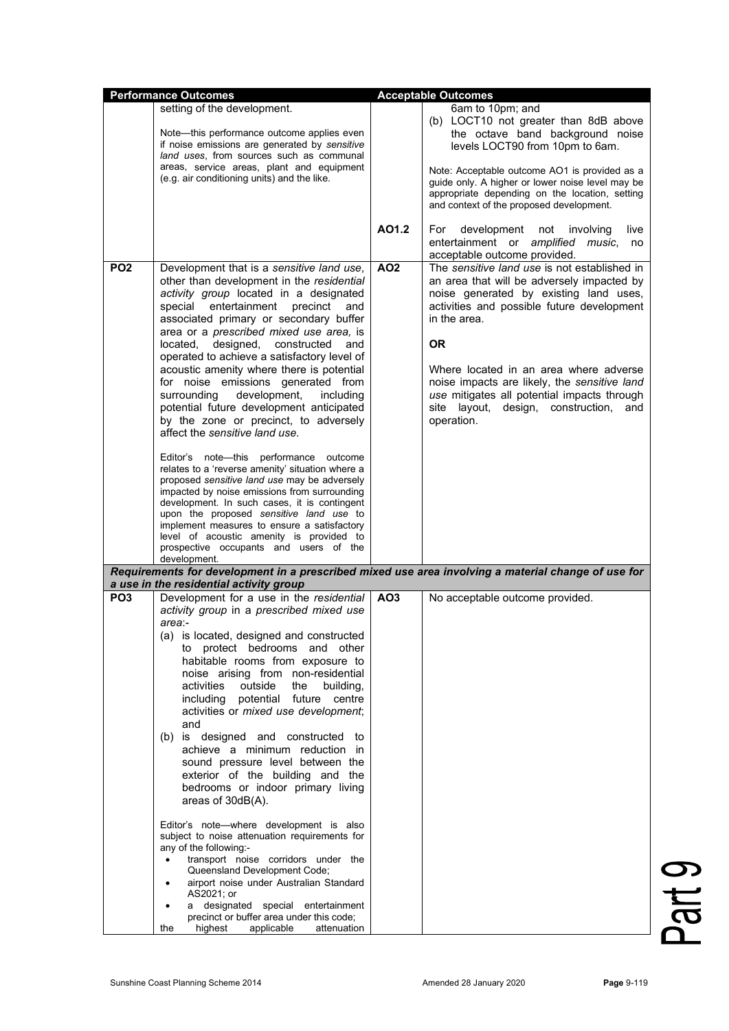| Performance Outcomes | | Acceptable Outcomes | |
|---|---|---|---|
| | setting of the development.<br><br>Note—this performance outcome applies even if noise emissions are generated by *sensitive land uses*, from sources such as communal areas, service areas, plant and equipment (e.g. air conditioning units) and the like. | | 6am to 10pm; and<br>(b) LOCT10 not greater than 8dB above the octave band background noise levels LOCT90 from 10pm to 6am.<br><br>Note: Acceptable outcome AO1 is provided as a guide only. A higher or lower noise level may be appropriate depending on the location, setting and context of the proposed development. |
| | | **AO1.2** | For development not involving live entertainment or *amplified music*, no acceptable outcome provided. |
| **PO2** | Development that is a *sensitive land use*, other than development in the *residential activity group* located in a designated special entertainment precinct and associated primary or secondary buffer area or a *prescribed mixed use area,* is located, designed, constructed and operated to achieve a satisfactory level of acoustic amenity where there is potential for noise emissions generated from surrounding development, including potential future development anticipated by the zone or precinct, to adversely affect the *sensitive land use*.<br><br>Editor's note—this performance outcome relates to a 'reverse amenity' situation where a proposed *sensitive land use* may be adversely impacted by noise emissions from surrounding development. In such cases, it is contingent upon the proposed *sensitive land use* to implement measures to ensure a satisfactory level of acoustic amenity is provided to prospective occupants and users of the development. | **AO2** | The *sensitive land use* is not established in an area that will be adversely impacted by noise generated by existing land uses, activities and possible future development in the area.<br><br>**OR**<br><br>Where located in an area where adverse noise impacts are likely, the *sensitive land use* mitigates all potential impacts through site layout, design, construction, and operation. |
| ***Requirements for development in a prescribed mixed use area involving a material change of use for a use in the residential activity group*** | | | |
| **PO3** | Development for a use in the *residential activity group* in a *prescribed mixed use area*:-<br>(a) is located, designed and constructed to protect bedrooms and other habitable rooms from exposure to noise arising from non-residential activities outside the building, including potential future centre activities or *mixed use development*; and<br>(b) is designed and constructed to achieve a minimum reduction in sound pressure level between the exterior of the building and the bedrooms or indoor primary living areas of 30dB(A).<br><br>Editor's note—where development is also subject to noise attenuation requirements for any of the following:-<br>• transport noise corridors under the Queensland Development Code;<br>• airport noise under Australian Standard AS2021; or<br>• a designated special entertainment precinct or buffer area under this code;<br>the highest applicable attenuation | **AO3** | No acceptable outcome provided. |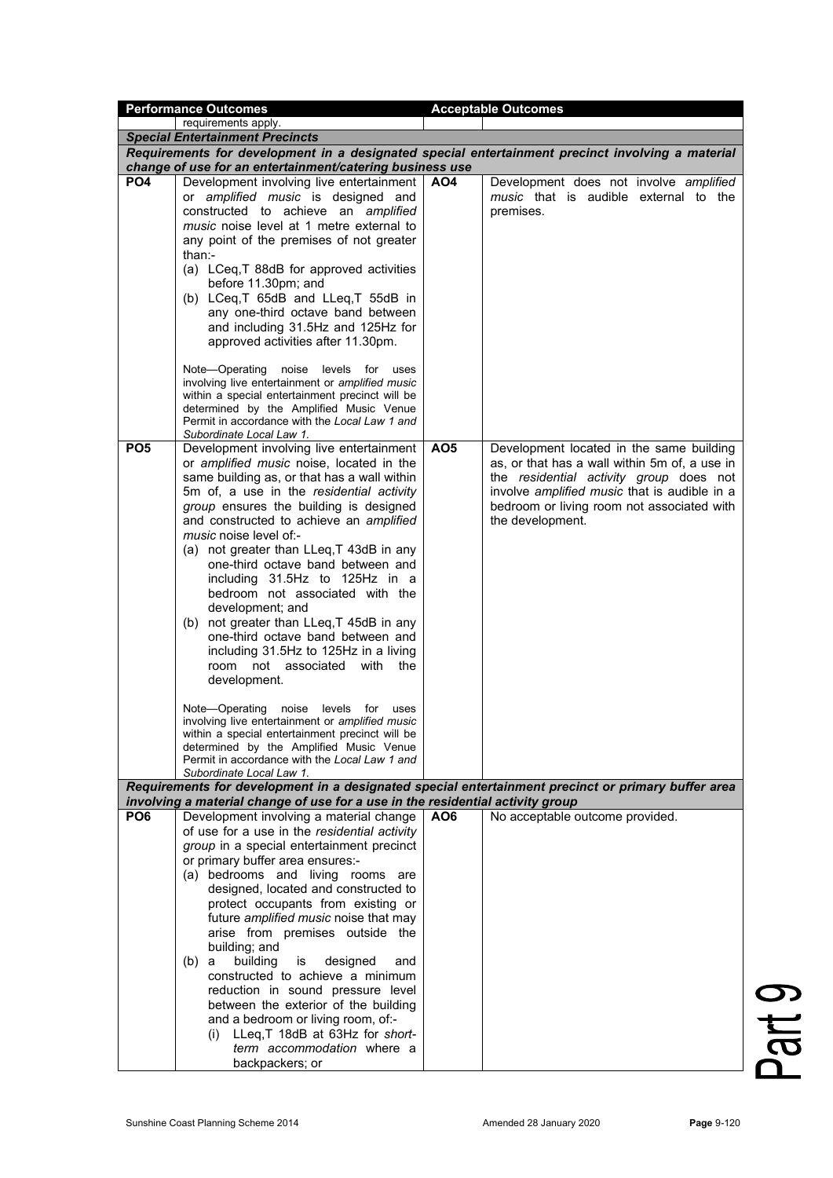| Performance Outcomes | | Acceptable Outcomes | |
|---|---|---|---|
| | requirements apply. | | |
| ***Special Entertainment Precincts*** | | | |
| ***Requirements for development in a designated special entertainment precinct involving a material change of use for an entertainment/catering business use*** | | | |
| **PO4** | Development involving live entertainment or *amplified music* is designed and constructed to achieve an *amplified music* noise level at 1 metre external to any point of the premises of not greater than:-<br>(a) LCeq,T 88dB for approved activities before 11.30pm; and<br>(b) LCeq,T 65dB and LLeq,T 55dB in any one-third octave band between and including 31.5Hz and 125Hz for approved activities after 11.30pm.<br><br>Note—Operating noise levels for uses involving live entertainment or *amplified music* within a special entertainment precinct will be determined by the Amplified Music Venue Permit in accordance with the *Local Law 1 and Subordinate Local Law 1*. | **AO4** | Development does not involve *amplified music* that is audible external to the premises. |
| **PO5** | Development involving live entertainment or *amplified music* noise, located in the same building as, or that has a wall within 5m of, a use in the *residential activity group* ensures the building is designed and constructed to achieve an *amplified music* noise level of:-<br>(a) not greater than LLeq,T 43dB in any one-third octave band between and including 31.5Hz to 125Hz in a bedroom not associated with the development; and<br>(b) not greater than LLeq,T 45dB in any one-third octave band between and including 31.5Hz to 125Hz in a living room not associated with the development.<br><br>Note—Operating noise levels for uses involving live entertainment or *amplified music* within a special entertainment precinct will be determined by the Amplified Music Venue Permit in accordance with the *Local Law 1 and Subordinate Local Law 1*. | **AO5** | Development located in the same building as, or that has a wall within 5m of, a use in the *residential activity group* does not involve *amplified music* that is audible in a bedroom or living room not associated with the development. |
| ***Requirements for development in a designated special entertainment precinct or primary buffer area involving a material change of use for a use in the residential activity group*** | | | |
| **PO6** | Development involving a material change of use for a use in the *residential activity group* in a special entertainment precinct or primary buffer area ensures:-<br>(a) bedrooms and living rooms are designed, located and constructed to protect occupants from existing or future *amplified music* noise that may arise from premises outside the building; and<br>(b) a building is designed and constructed to achieve a minimum reduction in sound pressure level between the exterior of the building and a bedroom or living room, of:-<br>(i) LLeq,T 18dB at 63Hz for *short-term accommodation* where a backpackers; or | **AO6** | No acceptable outcome provided. |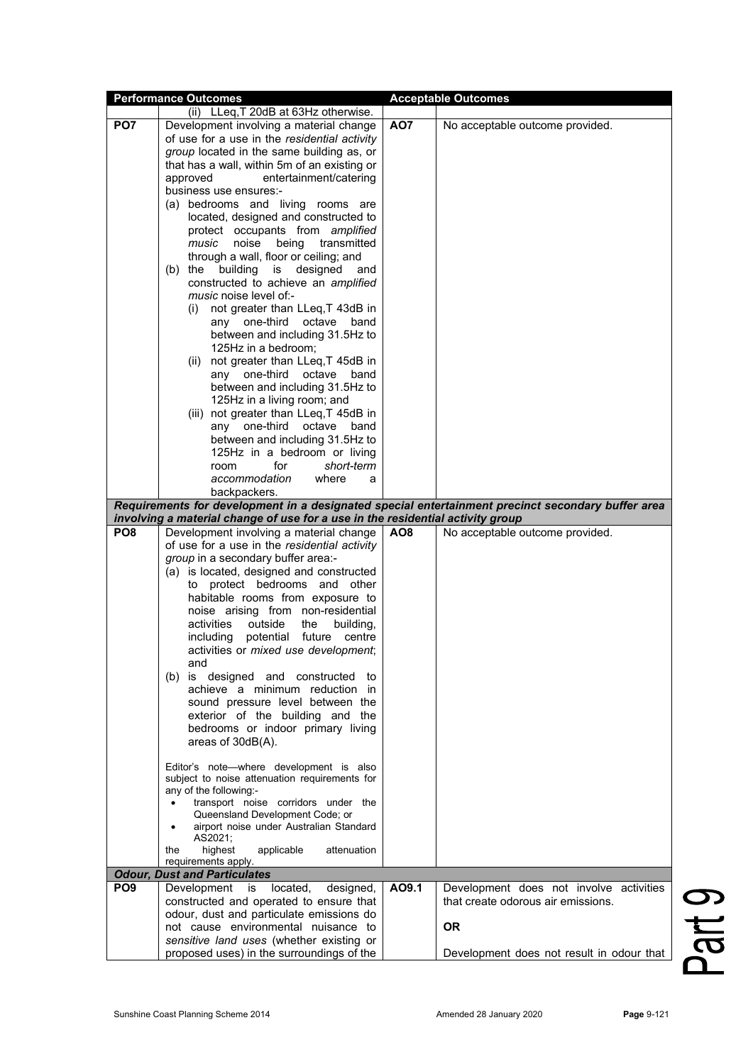| Performance Outcomes | | Acceptable Outcomes | |
|---|---|---|---|
| | (ii) LLeq,T 20dB at 63Hz otherwise. | | |
| **PO7** | Development involving a material change of use for a use in the *residential activity group* located in the same building as, or that has a wall, within 5m of an existing or approved entertainment/catering business use ensures:-<br>(a) bedrooms and living rooms are located, designed and constructed to protect occupants from *amplified music* noise being transmitted through a wall, floor or ceiling; and<br>(b) the building is designed and constructed to achieve an *amplified music* noise level of:-<br>(i) not greater than LLeq,T 43dB in any one-third octave band between and including 31.5Hz to 125Hz in a bedroom;<br>(ii) not greater than LLeq,T 45dB in any one-third octave band between and including 31.5Hz to 125Hz in a living room; and<br>(iii) not greater than LLeq,T 45dB in any one-third octave band between and including 31.5Hz to 125Hz in a bedroom or living room for *short-term accommodation* where a backpackers. | **AO7** | No acceptable outcome provided. |
| ***Requirements for development in a designated special entertainment precinct secondary buffer area involving a material change of use for a use in the residential activity group*** | | | |
| **PO8** | Development involving a material change of use for a use in the *residential activity group* in a secondary buffer area:-<br>(a) is located, designed and constructed to protect bedrooms and other habitable rooms from exposure to noise arising from non-residential activities outside the building, including potential future centre activities or *mixed use development*; and<br>(b) is designed and constructed to achieve a minimum reduction in sound pressure level between the exterior of the building and the bedrooms or indoor primary living areas of 30dB(A).<br><br>Editor's note—where development is also subject to noise attenuation requirements for any of the following:-<br>• transport noise corridors under the Queensland Development Code; or<br>• airport noise under Australian Standard AS2021;<br>the highest applicable attenuation requirements apply. | **AO8** | No acceptable outcome provided. |
| ***Odour, Dust and Particulates*** | | | |
| **PO9** | Development is located, designed, constructed and operated to ensure that odour, dust and particulate emissions do not cause environmental nuisance to *sensitive land uses* (whether existing or proposed uses) in the surroundings of the | **AO9.1** | Development does not involve activities that create odorous air emissions.<br><br>**OR**<br><br>Development does not result in odour that |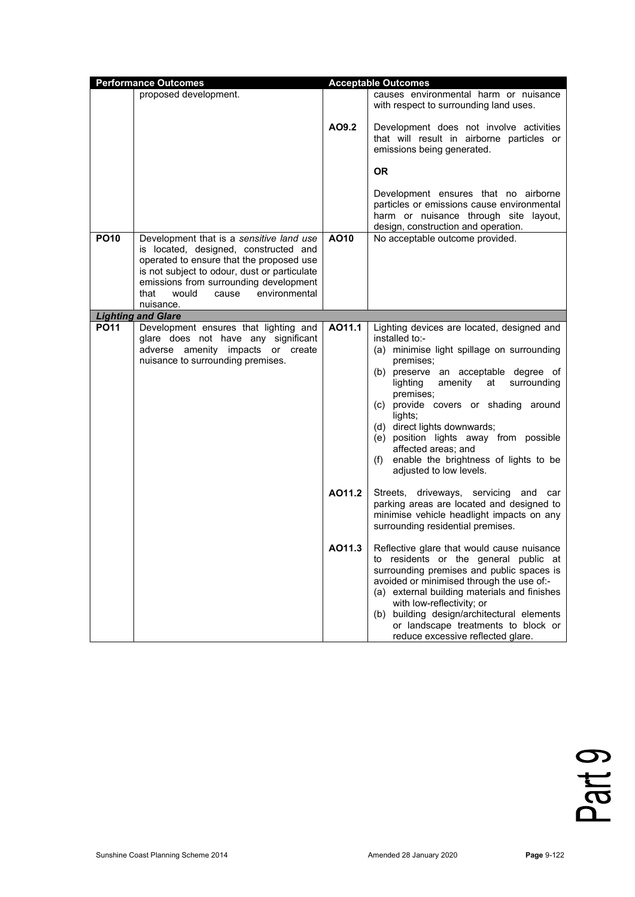| Performance Outcomes | | Acceptable Outcomes | |
|---|---|---|---|
| | proposed development. | | causes environmental harm or nuisance with respect to surrounding land uses. |
| | | AO9.2 | Development does not involve activities that will result in airborne particles or emissions being generated.<br><br>**OR**<br><br>Development ensures that no airborne particles or emissions cause environmental harm or nuisance through site layout, design, construction and operation. |
| PO10 | Development that is a *sensitive land use* is located, designed, constructed and operated to ensure that the proposed use is not subject to odour, dust or particulate emissions from surrounding development that would cause environmental nuisance. | AO10 | No acceptable outcome provided. |
| ***Lighting and Glare*** | | | |
| PO11 | Development ensures that lighting and glare does not have any significant adverse amenity impacts or create nuisance to surrounding premises. | AO11.1 | Lighting devices are located, designed and installed to:-<br>(a) minimise light spillage on surrounding premises;<br>(b) preserve an acceptable degree of lighting amenity at surrounding premises;<br>(c) provide covers or shading around lights;<br>(d) direct lights downwards;<br>(e) position lights away from possible affected areas; and<br>(f) enable the brightness of lights to be adjusted to low levels. |
| | | AO11.2 | Streets, driveways, servicing and car parking areas are located and designed to minimise vehicle headlight impacts on any surrounding residential premises. |
| | | AO11.3 | Reflective glare that would cause nuisance to residents or the general public at surrounding premises and public spaces is avoided or minimised through the use of:-<br>(a) external building materials and finishes with low-reflectivity; or<br>(b) building design/architectural elements or landscape treatments to block or reduce excessive reflected glare. |